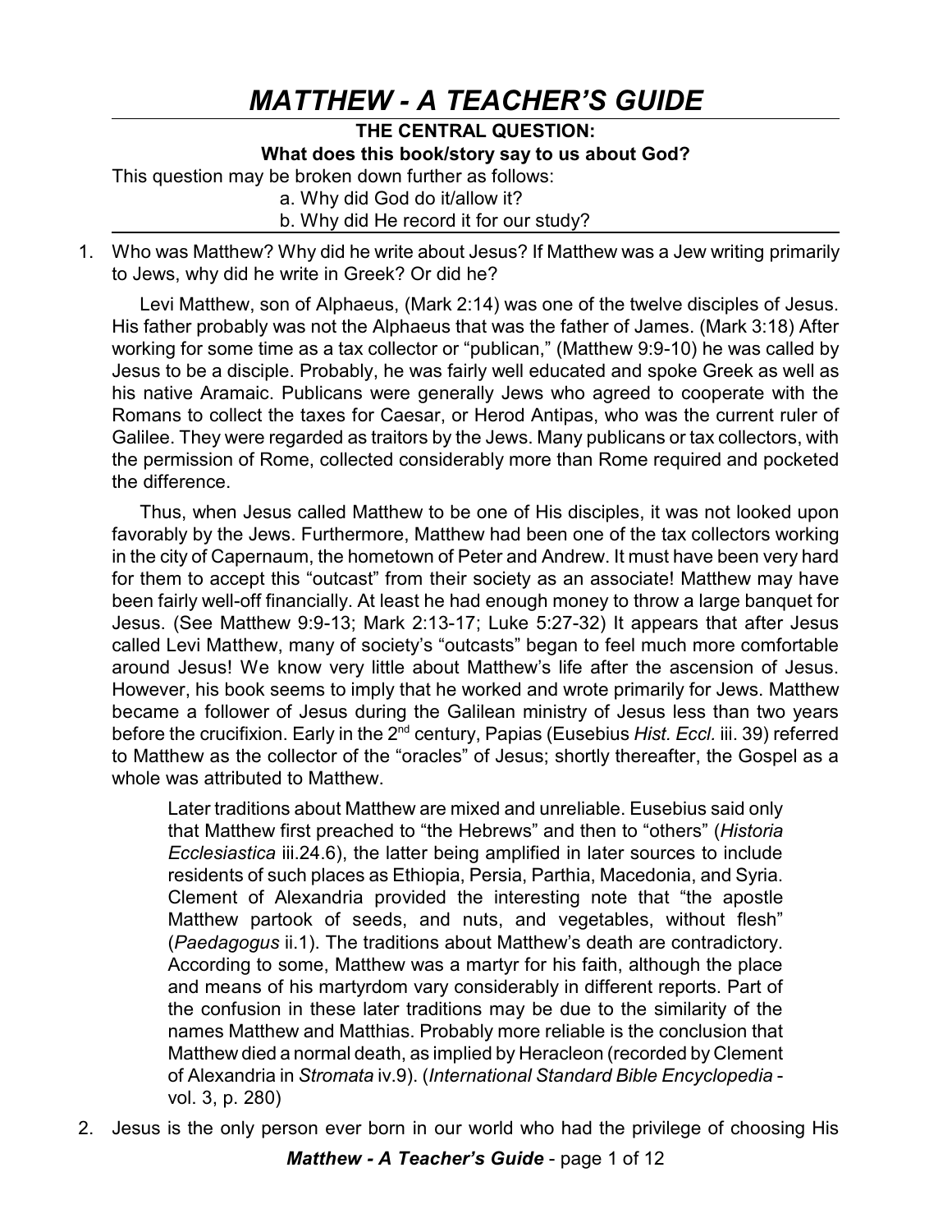# *MATTHEW - A TEACHER'S GUIDE*

**THE CENTRAL QUESTION:**
**What does this book/story say to us about God?**

This question may be broken down further as follows:

a. Why did God do it/allow it?
b. Why did He record it for our study?

1. Who was Matthew? Why did he write about Jesus? If Matthew was a Jew writing primarily to Jews, why did he write in Greek? Or did he?

   Levi Matthew, son of Alphaeus, (Mark 2:14) was one of the twelve disciples of Jesus. His father probably was not the Alphaeus that was the father of James. (Mark 3:18) After working for some time as a tax collector or "publican," (Matthew 9:9-10) he was called by Jesus to be a disciple. Probably, he was fairly well educated and spoke Greek as well as his native Aramaic. Publicans were generally Jews who agreed to cooperate with the Romans to collect the taxes for Caesar, or Herod Antipas, who was the current ruler of Galilee. They were regarded as traitors by the Jews. Many publicans or tax collectors, with the permission of Rome, collected considerably more than Rome required and pocketed the difference.

   Thus, when Jesus called Matthew to be one of His disciples, it was not looked upon favorably by the Jews. Furthermore, Matthew had been one of the tax collectors working in the city of Capernaum, the hometown of Peter and Andrew. It must have been very hard for them to accept this "outcast" from their society as an associate! Matthew may have been fairly well-off financially. At least he had enough money to throw a large banquet for Jesus. (See Matthew 9:9-13; Mark 2:13-17; Luke 5:27-32) It appears that after Jesus called Levi Matthew, many of society's "outcasts" began to feel much more comfortable around Jesus! We know very little about Matthew's life after the ascension of Jesus. However, his book seems to imply that he worked and wrote primarily for Jews. Matthew became a follower of Jesus during the Galilean ministry of Jesus less than two years before the crucifixion. Early in the 2nd century, Papias (Eusebius *Hist. Eccl.* iii. 39) referred to Matthew as the collector of the "oracles" of Jesus; shortly thereafter, the Gospel as a whole was attributed to Matthew.

   > Later traditions about Matthew are mixed and unreliable. Eusebius said only that Matthew first preached to "the Hebrews" and then to "others" (*Historia Ecclesiastica* iii.24.6), the latter being amplified in later sources to include residents of such places as Ethiopia, Persia, Parthia, Macedonia, and Syria. Clement of Alexandria provided the interesting note that "the apostle Matthew partook of seeds, and nuts, and vegetables, without flesh" (*Paedagogus* ii.1). The traditions about Matthew's death are contradictory. According to some, Matthew was a martyr for his faith, although the place and means of his martyrdom vary considerably in different reports. Part of the confusion in these later traditions may be due to the similarity of the names Matthew and Matthias. Probably more reliable is the conclusion that Matthew died a normal death, as implied by Heracleon (recorded by Clement of Alexandria in *Stromata* iv.9). (*International Standard Bible Encyclopedia* - vol. 3, p. 280)

2. Jesus is the only person ever born in our world who had the privilege of choosing His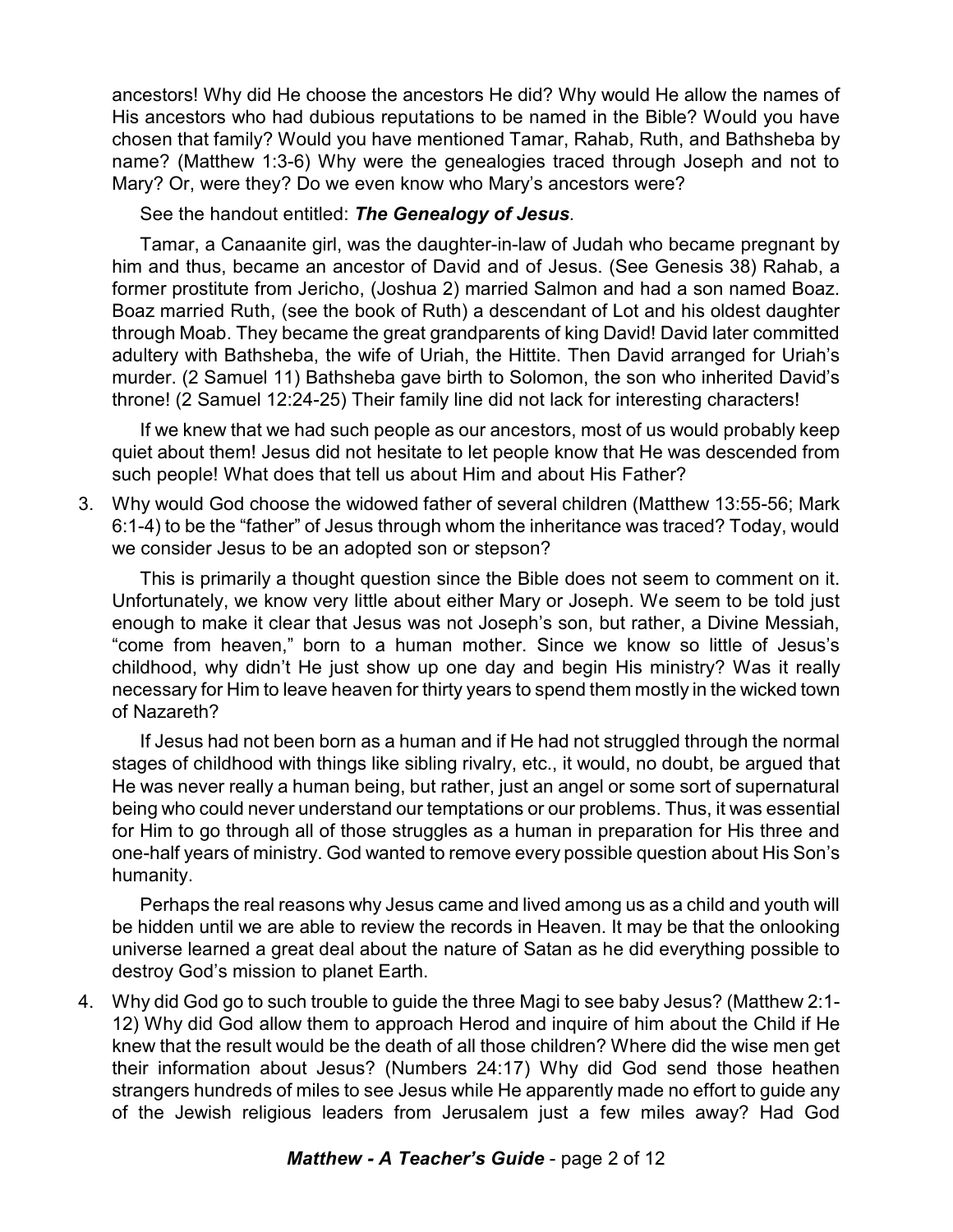ancestors! Why did He choose the ancestors He did? Why would He allow the names of His ancestors who had dubious reputations to be named in the Bible? Would you have chosen that family? Would you have mentioned Tamar, Rahab, Ruth, and Bathsheba by name? (Matthew 1:3-6) Why were the genealogies traced through Joseph and not to Mary? Or, were they? Do we even know who Mary's ancestors were?

See the handout entitled: ***The Genealogy of Jesus***.

Tamar, a Canaanite girl, was the daughter-in-law of Judah who became pregnant by him and thus, became an ancestor of David and of Jesus. (See Genesis 38) Rahab, a former prostitute from Jericho, (Joshua 2) married Salmon and had a son named Boaz. Boaz married Ruth, (see the book of Ruth) a descendant of Lot and his oldest daughter through Moab. They became the great grandparents of king David! David later committed adultery with Bathsheba, the wife of Uriah, the Hittite. Then David arranged for Uriah's murder. (2 Samuel 11) Bathsheba gave birth to Solomon, the son who inherited David's throne! (2 Samuel 12:24-25) Their family line did not lack for interesting characters!

If we knew that we had such people as our ancestors, most of us would probably keep quiet about them! Jesus did not hesitate to let people know that He was descended from such people! What does that tell us about Him and about His Father?

3. Why would God choose the widowed father of several children (Matthew 13:55-56; Mark 6:1-4) to be the "father" of Jesus through whom the inheritance was traced? Today, would we consider Jesus to be an adopted son or stepson?

   This is primarily a thought question since the Bible does not seem to comment on it. Unfortunately, we know very little about either Mary or Joseph. We seem to be told just enough to make it clear that Jesus was not Joseph's son, but rather, a Divine Messiah, "come from heaven," born to a human mother. Since we know so little of Jesus's childhood, why didn't He just show up one day and begin His ministry? Was it really necessary for Him to leave heaven for thirty years to spend them mostly in the wicked town of Nazareth?

   If Jesus had not been born as a human and if He had not struggled through the normal stages of childhood with things like sibling rivalry, etc., it would, no doubt, be argued that He was never really a human being, but rather, just an angel or some sort of supernatural being who could never understand our temptations or our problems. Thus, it was essential for Him to go through all of those struggles as a human in preparation for His three and one-half years of ministry. God wanted to remove every possible question about His Son's humanity.

   Perhaps the real reasons why Jesus came and lived among us as a child and youth will be hidden until we are able to review the records in Heaven. It may be that the onlooking universe learned a great deal about the nature of Satan as he did everything possible to destroy God's mission to planet Earth.

4. Why did God go to such trouble to guide the three Magi to see baby Jesus? (Matthew 2:1-12) Why did God allow them to approach Herod and inquire of him about the Child if He knew that the result would be the death of all those children? Where did the wise men get their information about Jesus? (Numbers 24:17) Why did God send those heathen strangers hundreds of miles to see Jesus while He apparently made no effort to guide any of the Jewish religious leaders from Jerusalem just a few miles away? Had God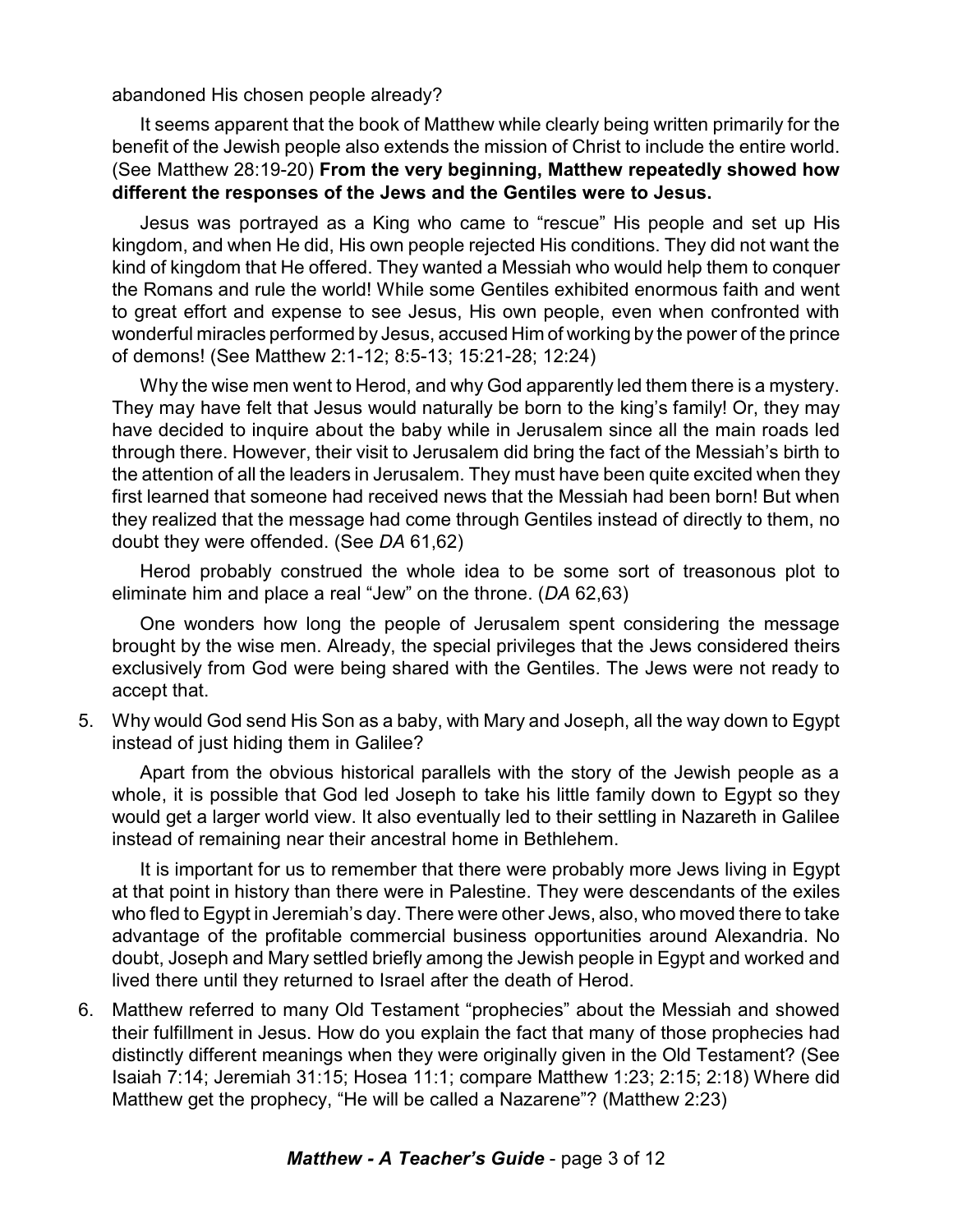abandoned His chosen people already?

It seems apparent that the book of Matthew while clearly being written primarily for the benefit of the Jewish people also extends the mission of Christ to include the entire world. (See Matthew 28:19-20) **From the very beginning, Matthew repeatedly showed how different the responses of the Jews and the Gentiles were to Jesus.**

Jesus was portrayed as a King who came to "rescue" His people and set up His kingdom, and when He did, His own people rejected His conditions. They did not want the kind of kingdom that He offered. They wanted a Messiah who would help them to conquer the Romans and rule the world! While some Gentiles exhibited enormous faith and went to great effort and expense to see Jesus, His own people, even when confronted with wonderful miracles performed by Jesus, accused Him of working by the power of the prince of demons! (See Matthew 2:1-12; 8:5-13; 15:21-28; 12:24)

Why the wise men went to Herod, and why God apparently led them there is a mystery. They may have felt that Jesus would naturally be born to the king's family! Or, they may have decided to inquire about the baby while in Jerusalem since all the main roads led through there. However, their visit to Jerusalem did bring the fact of the Messiah's birth to the attention of all the leaders in Jerusalem. They must have been quite excited when they first learned that someone had received news that the Messiah had been born! But when they realized that the message had come through Gentiles instead of directly to them, no doubt they were offended. (See *DA* 61,62)

Herod probably construed the whole idea to be some sort of treasonous plot to eliminate him and place a real "Jew" on the throne. (*DA* 62,63)

One wonders how long the people of Jerusalem spent considering the message brought by the wise men. Already, the special privileges that the Jews considered theirs exclusively from God were being shared with the Gentiles. The Jews were not ready to accept that.

5. Why would God send His Son as a baby, with Mary and Joseph, all the way down to Egypt instead of just hiding them in Galilee?

   Apart from the obvious historical parallels with the story of the Jewish people as a whole, it is possible that God led Joseph to take his little family down to Egypt so they would get a larger world view. It also eventually led to their settling in Nazareth in Galilee instead of remaining near their ancestral home in Bethlehem.

   It is important for us to remember that there were probably more Jews living in Egypt at that point in history than there were in Palestine. They were descendants of the exiles who fled to Egypt in Jeremiah's day. There were other Jews, also, who moved there to take advantage of the profitable commercial business opportunities around Alexandria. No doubt, Joseph and Mary settled briefly among the Jewish people in Egypt and worked and lived there until they returned to Israel after the death of Herod.

6. Matthew referred to many Old Testament "prophecies" about the Messiah and showed their fulfillment in Jesus. How do you explain the fact that many of those prophecies had distinctly different meanings when they were originally given in the Old Testament? (See Isaiah 7:14; Jeremiah 31:15; Hosea 11:1; compare Matthew 1:23; 2:15; 2:18) Where did Matthew get the prophecy, "He will be called a Nazarene"? (Matthew 2:23)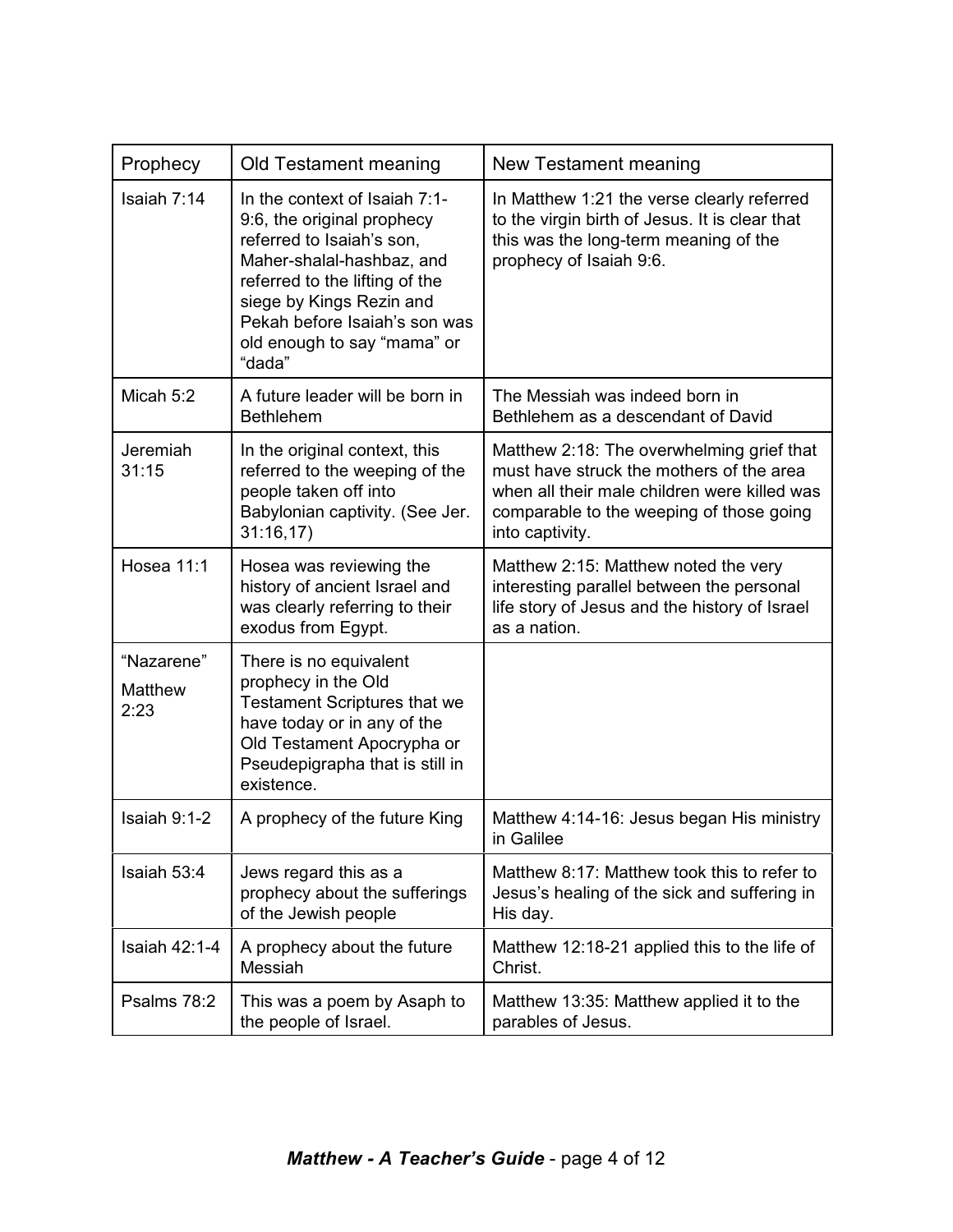| Prophecy | Old Testament meaning | New Testament meaning |
|---|---|---|
| Isaiah 7:14 | In the context of Isaiah 7:1-9:6, the original prophecy referred to Isaiah's son, Maher-shalal-hashbaz, and referred to the lifting of the siege by Kings Rezin and Pekah before Isaiah's son was old enough to say "mama" or "dada" | In Matthew 1:21 the verse clearly referred to the virgin birth of Jesus. It is clear that this was the long-term meaning of the prophecy of Isaiah 9:6. |
| Micah 5:2 | A future leader will be born in Bethlehem | The Messiah was indeed born in Bethlehem as a descendant of David |
| Jeremiah 31:15 | In the original context, this referred to the weeping of the people taken off into Babylonian captivity. (See Jer. 31:16,17) | Matthew 2:18: The overwhelming grief that must have struck the mothers of the area when all their male children were killed was comparable to the weeping of those going into captivity. |
| Hosea 11:1 | Hosea was reviewing the history of ancient Israel and was clearly referring to their exodus from Egypt. | Matthew 2:15: Matthew noted the very interesting parallel between the personal life story of Jesus and the history of Israel as a nation. |
| "Nazarene" Matthew 2:23 | There is no equivalent prophecy in the Old Testament Scriptures that we have today or in any of the Old Testament Apocrypha or Pseudepigrapha that is still in existence. | |
| Isaiah 9:1-2 | A prophecy of the future King | Matthew 4:14-16: Jesus began His ministry in Galilee |
| Isaiah 53:4 | Jews regard this as a prophecy about the sufferings of the Jewish people | Matthew 8:17: Matthew took this to refer to Jesus's healing of the sick and suffering in His day. |
| Isaiah 42:1-4 | A prophecy about the future Messiah | Matthew 12:18-21 applied this to the life of Christ. |
| Psalms 78:2 | This was a poem by Asaph to the people of Israel. | Matthew 13:35: Matthew applied it to the parables of Jesus. |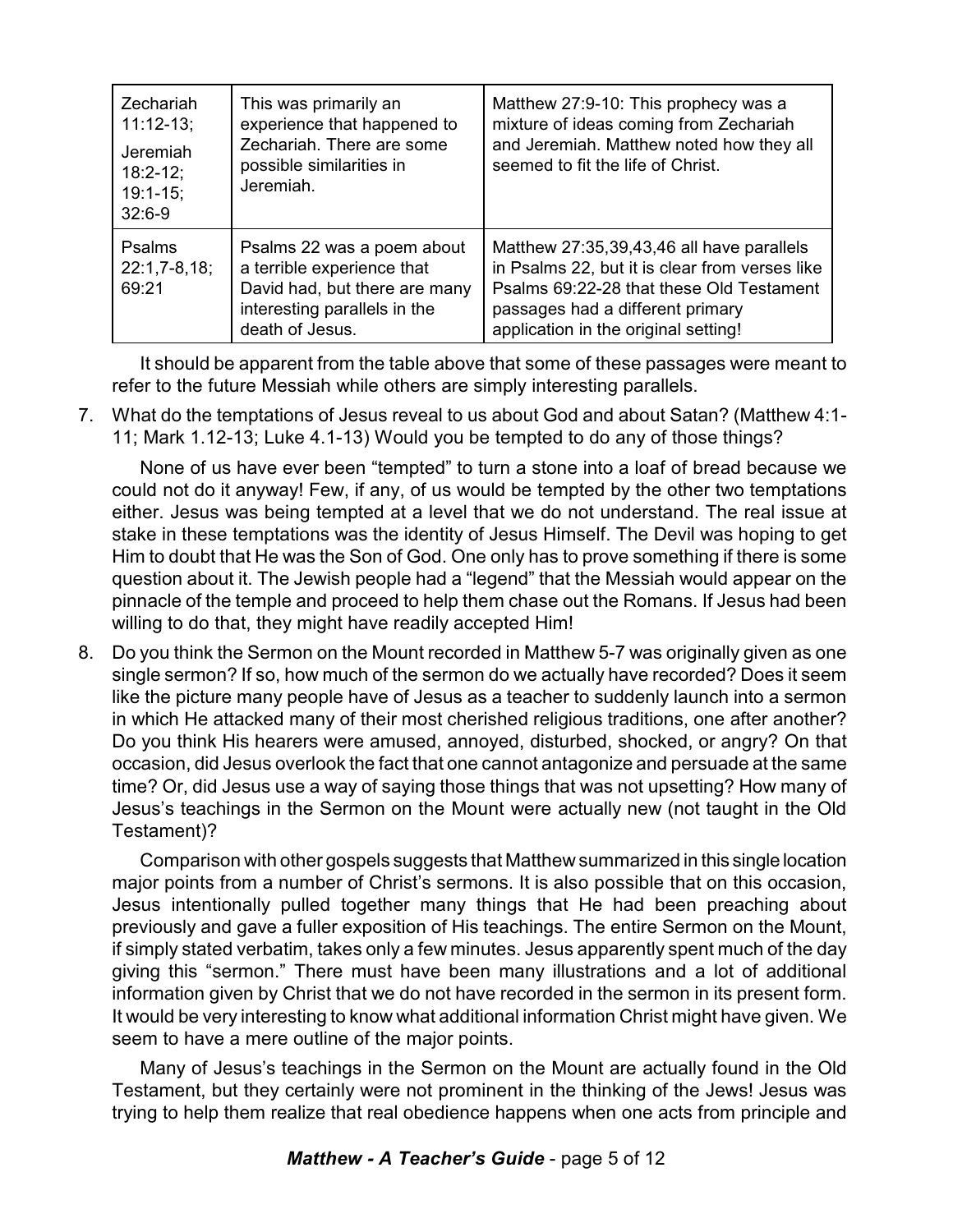| | | |
|---|---|---|
| Zechariah 11:12-13; Jeremiah 18:2-12; 19:1-15; 32:6-9 | This was primarily an experience that happened to Zechariah. There are some possible similarities in Jeremiah. | Matthew 27:9-10: This prophecy was a mixture of ideas coming from Zechariah and Jeremiah. Matthew noted how they all seemed to fit the life of Christ. |
| Psalms 22:1,7-8,18; 69:21 | Psalms 22 was a poem about a terrible experience that David had, but there are many interesting parallels in the death of Jesus. | Matthew 27:35,39,43,46 all have parallels in Psalms 22, but it is clear from verses like Psalms 69:22-28 that these Old Testament passages had a different primary application in the original setting! |

It should be apparent from the table above that some of these passages were meant to refer to the future Messiah while others are simply interesting parallels.

7. What do the temptations of Jesus reveal to us about God and about Satan? (Matthew 4:1-11; Mark 1.12-13; Luke 4.1-13) Would you be tempted to do any of those things?

   None of us have ever been "tempted" to turn a stone into a loaf of bread because we could not do it anyway! Few, if any, of us would be tempted by the other two temptations either. Jesus was being tempted at a level that we do not understand. The real issue at stake in these temptations was the identity of Jesus Himself. The Devil was hoping to get Him to doubt that He was the Son of God. One only has to prove something if there is some question about it. The Jewish people had a "legend" that the Messiah would appear on the pinnacle of the temple and proceed to help them chase out the Romans. If Jesus had been willing to do that, they might have readily accepted Him!

8. Do you think the Sermon on the Mount recorded in Matthew 5-7 was originally given as one single sermon? If so, how much of the sermon do we actually have recorded? Does it seem like the picture many people have of Jesus as a teacher to suddenly launch into a sermon in which He attacked many of their most cherished religious traditions, one after another? Do you think His hearers were amused, annoyed, disturbed, shocked, or angry? On that occasion, did Jesus overlook the fact that one cannot antagonize and persuade at the same time? Or, did Jesus use a way of saying those things that was not upsetting? How many of Jesus's teachings in the Sermon on the Mount were actually new (not taught in the Old Testament)?

   Comparison with other gospels suggests that Matthew summarized in this single location major points from a number of Christ's sermons. It is also possible that on this occasion, Jesus intentionally pulled together many things that He had been preaching about previously and gave a fuller exposition of His teachings. The entire Sermon on the Mount, if simply stated verbatim, takes only a few minutes. Jesus apparently spent much of the day giving this "sermon." There must have been many illustrations and a lot of additional information given by Christ that we do not have recorded in the sermon in its present form. It would be very interesting to know what additional information Christ might have given. We seem to have a mere outline of the major points.

   Many of Jesus's teachings in the Sermon on the Mount are actually found in the Old Testament, but they certainly were not prominent in the thinking of the Jews! Jesus was trying to help them realize that real obedience happens when one acts from principle and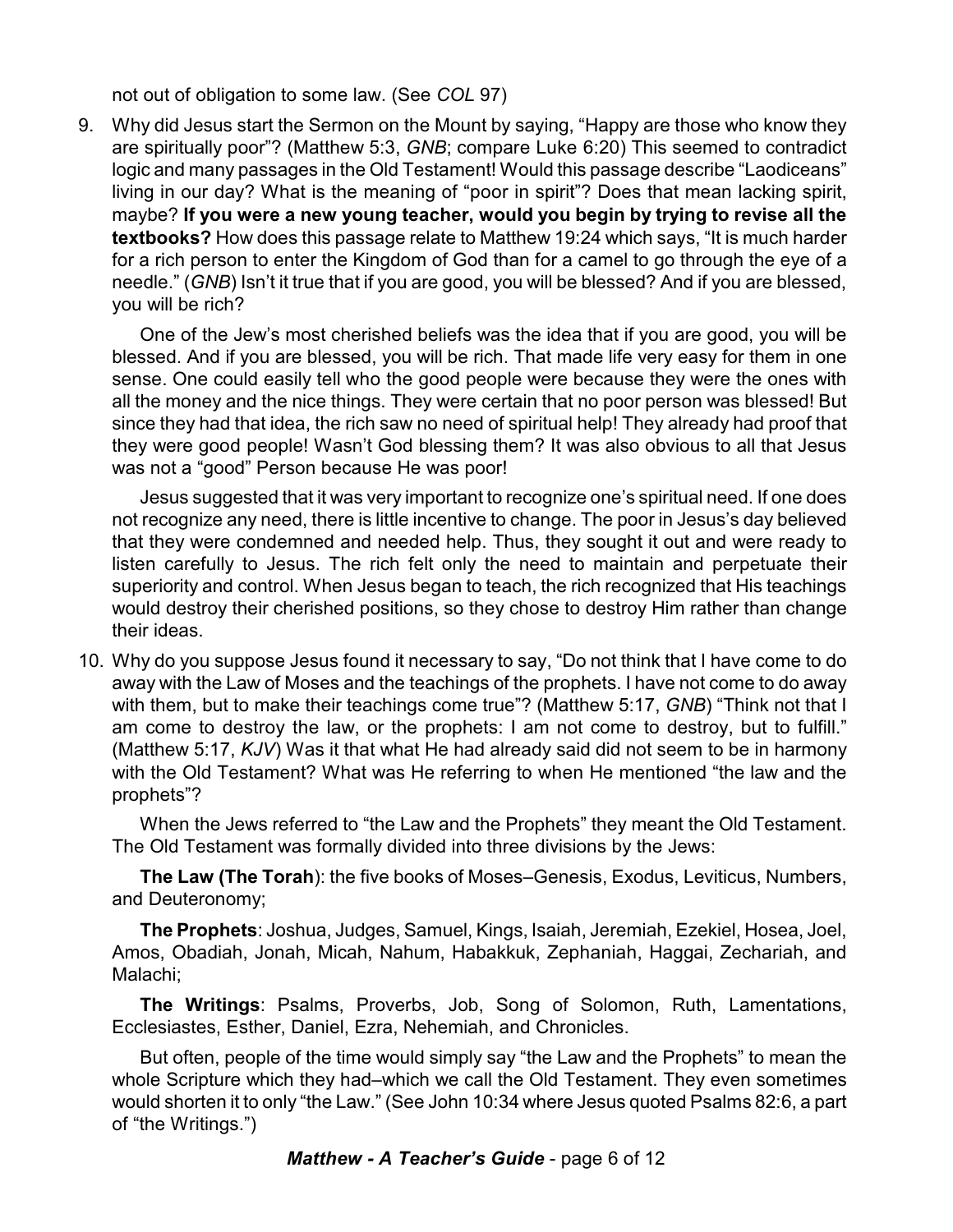not out of obligation to some law. (See *COL* 97)

9. Why did Jesus start the Sermon on the Mount by saying, "Happy are those who know they are spiritually poor"? (Matthew 5:3, *GNB*; compare Luke 6:20) This seemed to contradict logic and many passages in the Old Testament! Would this passage describe "Laodiceans" living in our day? What is the meaning of "poor in spirit"? Does that mean lacking spirit, maybe? **If you were a new young teacher, would you begin by trying to revise all the textbooks?** How does this passage relate to Matthew 19:24 which says, "It is much harder for a rich person to enter the Kingdom of God than for a camel to go through the eye of a needle." (*GNB*) Isn't it true that if you are good, you will be blessed? And if you are blessed, you will be rich?

   One of the Jew's most cherished beliefs was the idea that if you are good, you will be blessed. And if you are blessed, you will be rich. That made life very easy for them in one sense. One could easily tell who the good people were because they were the ones with all the money and the nice things. They were certain that no poor person was blessed! But since they had that idea, the rich saw no need of spiritual help! They already had proof that they were good people! Wasn't God blessing them? It was also obvious to all that Jesus was not a "good" Person because He was poor!

   Jesus suggested that it was very important to recognize one's spiritual need. If one does not recognize any need, there is little incentive to change. The poor in Jesus's day believed that they were condemned and needed help. Thus, they sought it out and were ready to listen carefully to Jesus. The rich felt only the need to maintain and perpetuate their superiority and control. When Jesus began to teach, the rich recognized that His teachings would destroy their cherished positions, so they chose to destroy Him rather than change their ideas.

10. Why do you suppose Jesus found it necessary to say, "Do not think that I have come to do away with the Law of Moses and the teachings of the prophets. I have not come to do away with them, but to make their teachings come true"? (Matthew 5:17, *GNB*) "Think not that I am come to destroy the law, or the prophets: I am not come to destroy, but to fulfill." (Matthew 5:17, *KJV*) Was it that what He had already said did not seem to be in harmony with the Old Testament? What was He referring to when He mentioned "the law and the prophets"?

   When the Jews referred to "the Law and the Prophets" they meant the Old Testament. The Old Testament was formally divided into three divisions by the Jews:

   **The Law (The Torah**): the five books of Moses–Genesis, Exodus, Leviticus, Numbers, and Deuteronomy;

   **The Prophets**: Joshua, Judges, Samuel, Kings, Isaiah, Jeremiah, Ezekiel, Hosea, Joel, Amos, Obadiah, Jonah, Micah, Nahum, Habakkuk, Zephaniah, Haggai, Zechariah, and Malachi;

   **The Writings**: Psalms, Proverbs, Job, Song of Solomon, Ruth, Lamentations, Ecclesiastes, Esther, Daniel, Ezra, Nehemiah, and Chronicles.

   But often, people of the time would simply say "the Law and the Prophets" to mean the whole Scripture which they had–which we call the Old Testament. They even sometimes would shorten it to only "the Law." (See John 10:34 where Jesus quoted Psalms 82:6, a part of "the Writings.")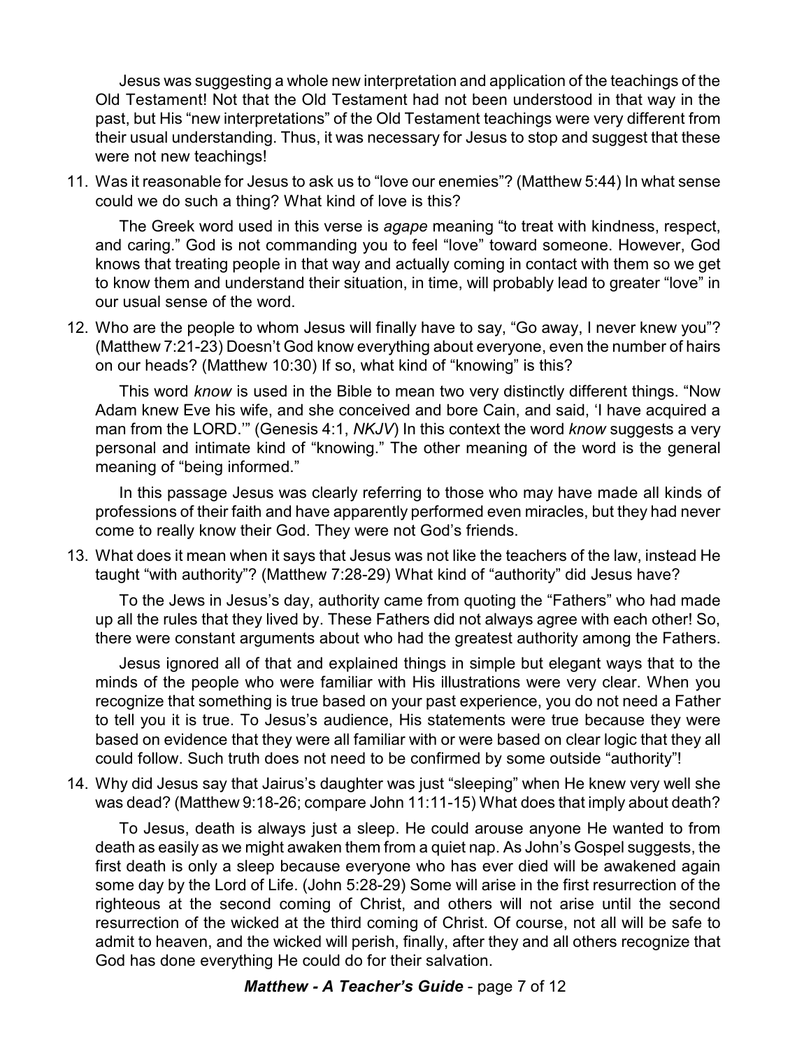Jesus was suggesting a whole new interpretation and application of the teachings of the Old Testament! Not that the Old Testament had not been understood in that way in the past, but His "new interpretations" of the Old Testament teachings were very different from their usual understanding. Thus, it was necessary for Jesus to stop and suggest that these were not new teachings!

11. Was it reasonable for Jesus to ask us to "love our enemies"? (Matthew 5:44) In what sense could we do such a thing? What kind of love is this?

    The Greek word used in this verse is *agape* meaning "to treat with kindness, respect, and caring." God is not commanding you to feel "love" toward someone. However, God knows that treating people in that way and actually coming in contact with them so we get to know them and understand their situation, in time, will probably lead to greater "love" in our usual sense of the word.

12. Who are the people to whom Jesus will finally have to say, "Go away, I never knew you"? (Matthew 7:21-23) Doesn't God know everything about everyone, even the number of hairs on our heads? (Matthew 10:30) If so, what kind of "knowing" is this?

    This word *know* is used in the Bible to mean two very distinctly different things. "Now Adam knew Eve his wife, and she conceived and bore Cain, and said, 'I have acquired a man from the LORD.'" (Genesis 4:1, *NKJV*) In this context the word *know* suggests a very personal and intimate kind of "knowing." The other meaning of the word is the general meaning of "being informed."

    In this passage Jesus was clearly referring to those who may have made all kinds of professions of their faith and have apparently performed even miracles, but they had never come to really know their God. They were not God's friends.

13. What does it mean when it says that Jesus was not like the teachers of the law, instead He taught "with authority"? (Matthew 7:28-29) What kind of "authority" did Jesus have?

    To the Jews in Jesus's day, authority came from quoting the "Fathers" who had made up all the rules that they lived by. These Fathers did not always agree with each other! So, there were constant arguments about who had the greatest authority among the Fathers.

    Jesus ignored all of that and explained things in simple but elegant ways that to the minds of the people who were familiar with His illustrations were very clear. When you recognize that something is true based on your past experience, you do not need a Father to tell you it is true. To Jesus's audience, His statements were true because they were based on evidence that they were all familiar with or were based on clear logic that they all could follow. Such truth does not need to be confirmed by some outside "authority"!

14. Why did Jesus say that Jairus's daughter was just "sleeping" when He knew very well she was dead? (Matthew 9:18-26; compare John 11:11-15) What does that imply about death?

    To Jesus, death is always just a sleep. He could arouse anyone He wanted to from death as easily as we might awaken them from a quiet nap. As John's Gospel suggests, the first death is only a sleep because everyone who has ever died will be awakened again some day by the Lord of Life. (John 5:28-29) Some will arise in the first resurrection of the righteous at the second coming of Christ, and others will not arise until the second resurrection of the wicked at the third coming of Christ. Of course, not all will be safe to admit to heaven, and the wicked will perish, finally, after they and all others recognize that God has done everything He could do for their salvation.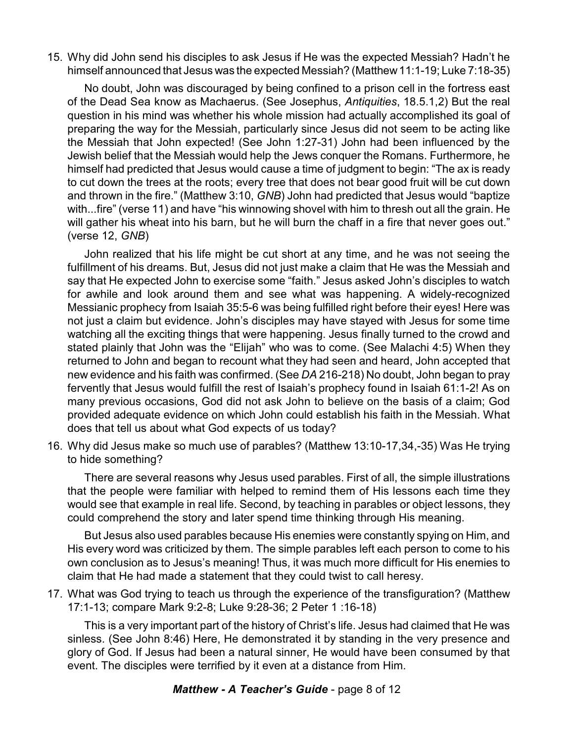15. Why did John send his disciples to ask Jesus if He was the expected Messiah? Hadn't he himself announced that Jesus was the expected Messiah? (Matthew 11:1-19; Luke 7:18-35)

    No doubt, John was discouraged by being confined to a prison cell in the fortress east of the Dead Sea know as Machaerus. (See Josephus, *Antiquities*, 18.5.1,2) But the real question in his mind was whether his whole mission had actually accomplished its goal of preparing the way for the Messiah, particularly since Jesus did not seem to be acting like the Messiah that John expected! (See John 1:27-31) John had been influenced by the Jewish belief that the Messiah would help the Jews conquer the Romans. Furthermore, he himself had predicted that Jesus would cause a time of judgment to begin: "The ax is ready to cut down the trees at the roots; every tree that does not bear good fruit will be cut down and thrown in the fire." (Matthew 3:10, *GNB*) John had predicted that Jesus would "baptize with...fire" (verse 11) and have "his winnowing shovel with him to thresh out all the grain. He will gather his wheat into his barn, but he will burn the chaff in a fire that never goes out." (verse 12, *GNB*)

    John realized that his life might be cut short at any time, and he was not seeing the fulfillment of his dreams. But, Jesus did not just make a claim that He was the Messiah and say that He expected John to exercise some "faith." Jesus asked John's disciples to watch for awhile and look around them and see what was happening. A widely-recognized Messianic prophecy from Isaiah 35:5-6 was being fulfilled right before their eyes! Here was not just a claim but evidence. John's disciples may have stayed with Jesus for some time watching all the exciting things that were happening. Jesus finally turned to the crowd and stated plainly that John was the "Elijah" who was to come. (See Malachi 4:5) When they returned to John and began to recount what they had seen and heard, John accepted that new evidence and his faith was confirmed. (See *DA* 216-218) No doubt, John began to pray fervently that Jesus would fulfill the rest of Isaiah's prophecy found in Isaiah 61:1-2! As on many previous occasions, God did not ask John to believe on the basis of a claim; God provided adequate evidence on which John could establish his faith in the Messiah. What does that tell us about what God expects of us today?

16. Why did Jesus make so much use of parables? (Matthew 13:10-17,34,-35) Was He trying to hide something?

    There are several reasons why Jesus used parables. First of all, the simple illustrations that the people were familiar with helped to remind them of His lessons each time they would see that example in real life. Second, by teaching in parables or object lessons, they could comprehend the story and later spend time thinking through His meaning.

    But Jesus also used parables because His enemies were constantly spying on Him, and His every word was criticized by them. The simple parables left each person to come to his own conclusion as to Jesus's meaning! Thus, it was much more difficult for His enemies to claim that He had made a statement that they could twist to call heresy.

17. What was God trying to teach us through the experience of the transfiguration? (Matthew 17:1-13; compare Mark 9:2-8; Luke 9:28-36; 2 Peter 1 :16-18)

    This is a very important part of the history of Christ's life. Jesus had claimed that He was sinless. (See John 8:46) Here, He demonstrated it by standing in the very presence and glory of God. If Jesus had been a natural sinner, He would have been consumed by that event. The disciples were terrified by it even at a distance from Him.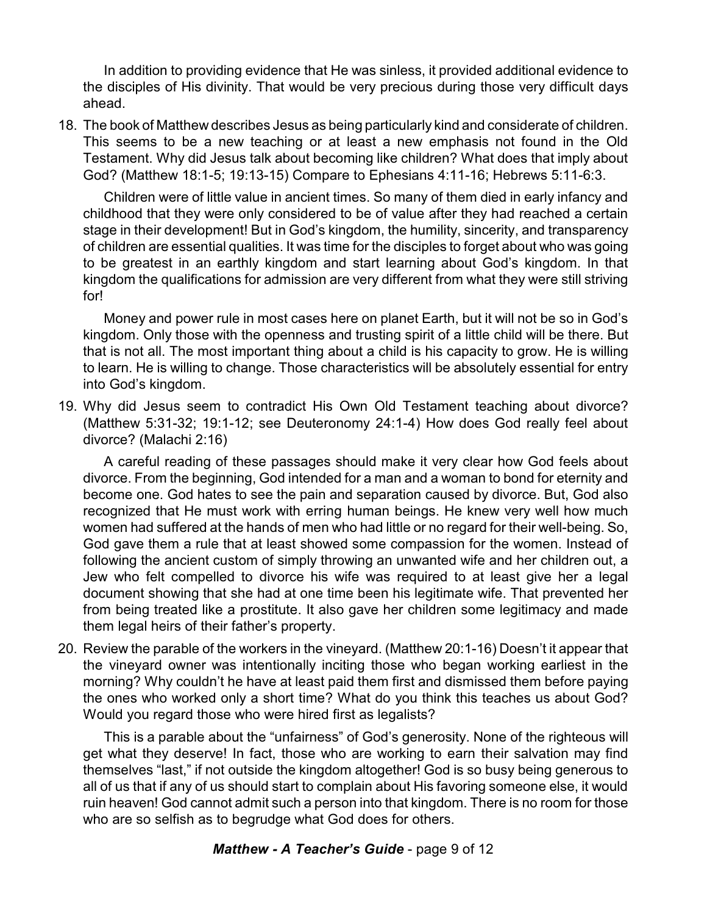In addition to providing evidence that He was sinless, it provided additional evidence to the disciples of His divinity. That would be very precious during those very difficult days ahead.

18. The book of Matthew describes Jesus as being particularly kind and considerate of children. This seems to be a new teaching or at least a new emphasis not found in the Old Testament. Why did Jesus talk about becoming like children? What does that imply about God? (Matthew 18:1-5; 19:13-15) Compare to Ephesians 4:11-16; Hebrews 5:11-6:3.

    Children were of little value in ancient times. So many of them died in early infancy and childhood that they were only considered to be of value after they had reached a certain stage in their development! But in God's kingdom, the humility, sincerity, and transparency of children are essential qualities. It was time for the disciples to forget about who was going to be greatest in an earthly kingdom and start learning about God's kingdom. In that kingdom the qualifications for admission are very different from what they were still striving for!

    Money and power rule in most cases here on planet Earth, but it will not be so in God's kingdom. Only those with the openness and trusting spirit of a little child will be there. But that is not all. The most important thing about a child is his capacity to grow. He is willing to learn. He is willing to change. Those characteristics will be absolutely essential for entry into God's kingdom.

19. Why did Jesus seem to contradict His Own Old Testament teaching about divorce? (Matthew 5:31-32; 19:1-12; see Deuteronomy 24:1-4) How does God really feel about divorce? (Malachi 2:16)

    A careful reading of these passages should make it very clear how God feels about divorce. From the beginning, God intended for a man and a woman to bond for eternity and become one. God hates to see the pain and separation caused by divorce. But, God also recognized that He must work with erring human beings. He knew very well how much women had suffered at the hands of men who had little or no regard for their well-being. So, God gave them a rule that at least showed some compassion for the women. Instead of following the ancient custom of simply throwing an unwanted wife and her children out, a Jew who felt compelled to divorce his wife was required to at least give her a legal document showing that she had at one time been his legitimate wife. That prevented her from being treated like a prostitute. It also gave her children some legitimacy and made them legal heirs of their father's property.

20. Review the parable of the workers in the vineyard. (Matthew 20:1-16) Doesn't it appear that the vineyard owner was intentionally inciting those who began working earliest in the morning? Why couldn't he have at least paid them first and dismissed them before paying the ones who worked only a short time? What do you think this teaches us about God? Would you regard those who were hired first as legalists?

    This is a parable about the "unfairness" of God's generosity. None of the righteous will get what they deserve! In fact, those who are working to earn their salvation may find themselves "last," if not outside the kingdom altogether! God is so busy being generous to all of us that if any of us should start to complain about His favoring someone else, it would ruin heaven! God cannot admit such a person into that kingdom. There is no room for those who are so selfish as to begrudge what God does for others.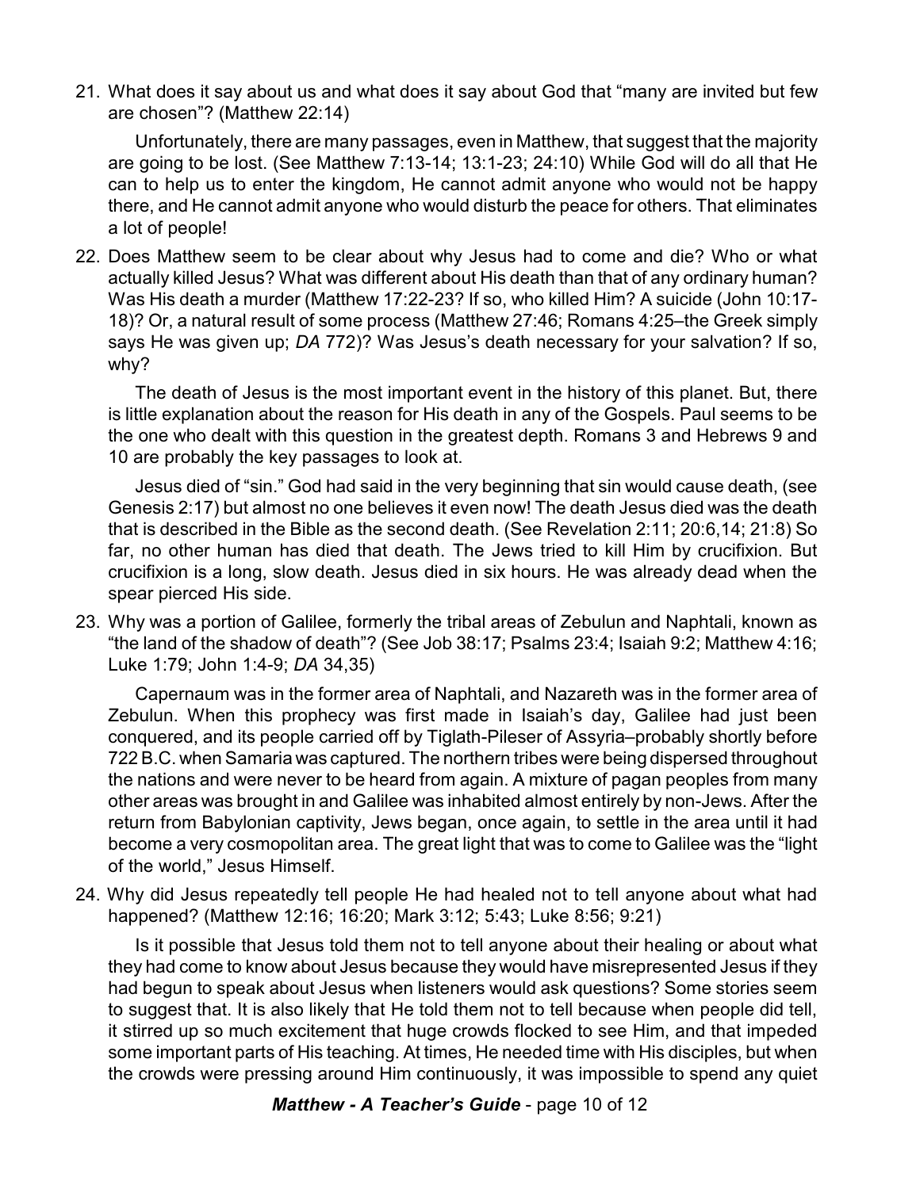21. What does it say about us and what does it say about God that "many are invited but few are chosen"? (Matthew 22:14)

    Unfortunately, there are many passages, even in Matthew, that suggest that the majority are going to be lost. (See Matthew 7:13-14; 13:1-23; 24:10) While God will do all that He can to help us to enter the kingdom, He cannot admit anyone who would not be happy there, and He cannot admit anyone who would disturb the peace for others. That eliminates a lot of people!

22. Does Matthew seem to be clear about why Jesus had to come and die? Who or what actually killed Jesus? What was different about His death than that of any ordinary human? Was His death a murder (Matthew 17:22-23? If so, who killed Him? A suicide (John 10:17-18)? Or, a natural result of some process (Matthew 27:46; Romans 4:25–the Greek simply says He was given up; *DA* 772)? Was Jesus's death necessary for your salvation? If so, why?

    The death of Jesus is the most important event in the history of this planet. But, there is little explanation about the reason for His death in any of the Gospels. Paul seems to be the one who dealt with this question in the greatest depth. Romans 3 and Hebrews 9 and 10 are probably the key passages to look at.

    Jesus died of "sin." God had said in the very beginning that sin would cause death, (see Genesis 2:17) but almost no one believes it even now! The death Jesus died was the death that is described in the Bible as the second death. (See Revelation 2:11; 20:6,14; 21:8) So far, no other human has died that death. The Jews tried to kill Him by crucifixion. But crucifixion is a long, slow death. Jesus died in six hours. He was already dead when the spear pierced His side.

23. Why was a portion of Galilee, formerly the tribal areas of Zebulun and Naphtali, known as "the land of the shadow of death"? (See Job 38:17; Psalms 23:4; Isaiah 9:2; Matthew 4:16; Luke 1:79; John 1:4-9; *DA* 34,35)

    Capernaum was in the former area of Naphtali, and Nazareth was in the former area of Zebulun. When this prophecy was first made in Isaiah's day, Galilee had just been conquered, and its people carried off by Tiglath-Pileser of Assyria–probably shortly before 722 B.C. when Samaria was captured. The northern tribes were being dispersed throughout the nations and were never to be heard from again. A mixture of pagan peoples from many other areas was brought in and Galilee was inhabited almost entirely by non-Jews. After the return from Babylonian captivity, Jews began, once again, to settle in the area until it had become a very cosmopolitan area. The great light that was to come to Galilee was the "light of the world," Jesus Himself.

24. Why did Jesus repeatedly tell people He had healed not to tell anyone about what had happened? (Matthew 12:16; 16:20; Mark 3:12; 5:43; Luke 8:56; 9:21)

    Is it possible that Jesus told them not to tell anyone about their healing or about what they had come to know about Jesus because they would have misrepresented Jesus if they had begun to speak about Jesus when listeners would ask questions? Some stories seem to suggest that. It is also likely that He told them not to tell because when people did tell, it stirred up so much excitement that huge crowds flocked to see Him, and that impeded some important parts of His teaching. At times, He needed time with His disciples, but when the crowds were pressing around Him continuously, it was impossible to spend any quiet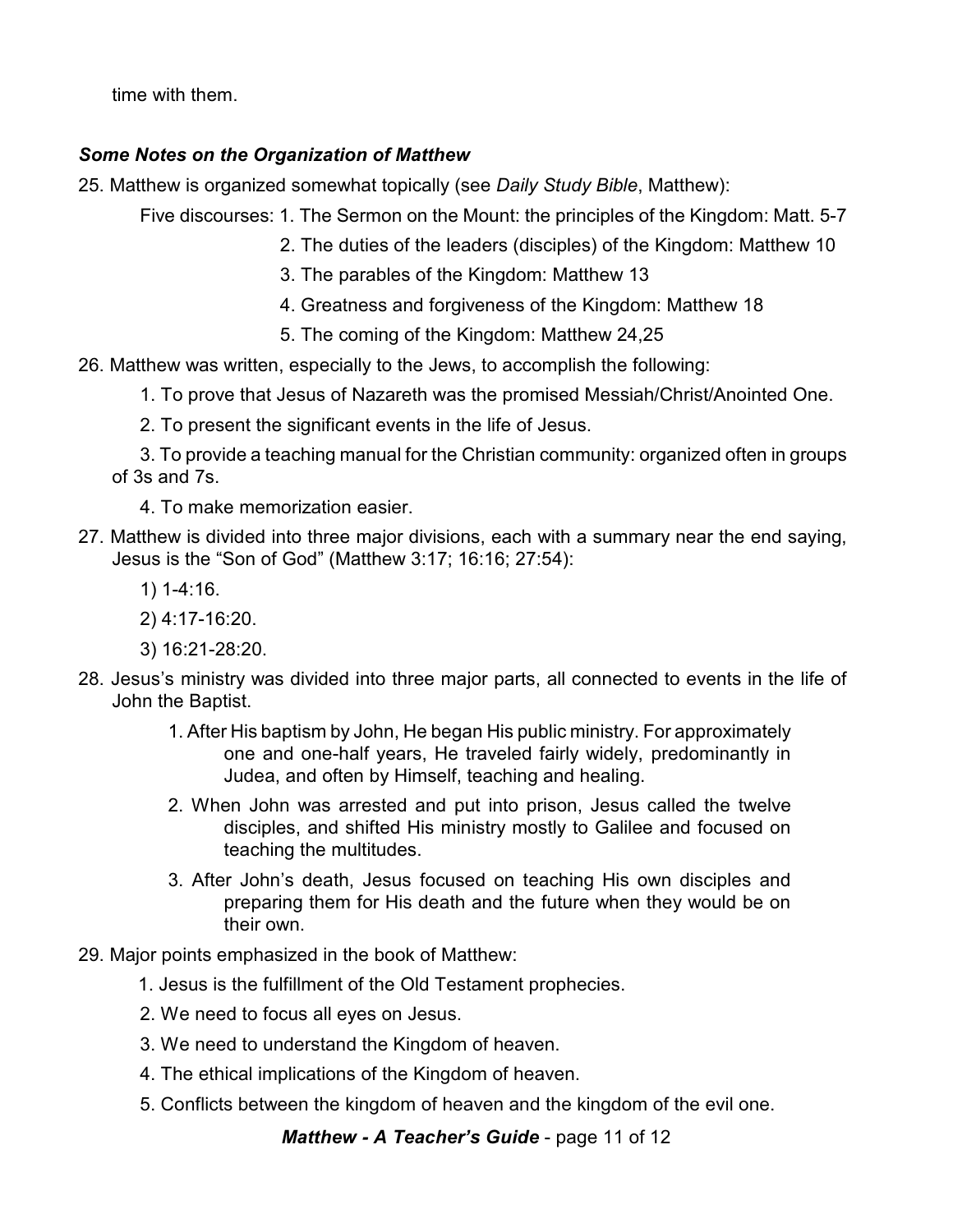time with them.

***Some Notes on the Organization of Matthew***

25. Matthew is organized somewhat topically (see *Daily Study Bible*, Matthew):

    Five discourses: 1. The Sermon on the Mount: the principles of the Kingdom: Matt. 5-7

    2. The duties of the leaders (disciples) of the Kingdom: Matthew 10

    3. The parables of the Kingdom: Matthew 13

    4. Greatness and forgiveness of the Kingdom: Matthew 18

    5. The coming of the Kingdom: Matthew 24,25

26. Matthew was written, especially to the Jews, to accomplish the following:

    1. To prove that Jesus of Nazareth was the promised Messiah/Christ/Anointed One.

    2. To present the significant events in the life of Jesus.

    3. To provide a teaching manual for the Christian community: organized often in groups of 3s and 7s.

    4. To make memorization easier.

27. Matthew is divided into three major divisions, each with a summary near the end saying, Jesus is the "Son of God" (Matthew 3:17; 16:16; 27:54):

    1) 1-4:16.

    2) 4:17-16:20.

    3) 16:21-28:20.

28. Jesus's ministry was divided into three major parts, all connected to events in the life of John the Baptist.

    1. After His baptism by John, He began His public ministry. For approximately one and one-half years, He traveled fairly widely, predominantly in Judea, and often by Himself, teaching and healing.

    2. When John was arrested and put into prison, Jesus called the twelve disciples, and shifted His ministry mostly to Galilee and focused on teaching the multitudes.

    3. After John's death, Jesus focused on teaching His own disciples and preparing them for His death and the future when they would be on their own.

29. Major points emphasized in the book of Matthew:

    1. Jesus is the fulfillment of the Old Testament prophecies.

    2. We need to focus all eyes on Jesus.

    3. We need to understand the Kingdom of heaven.

    4. The ethical implications of the Kingdom of heaven.

    5. Conflicts between the kingdom of heaven and the kingdom of the evil one.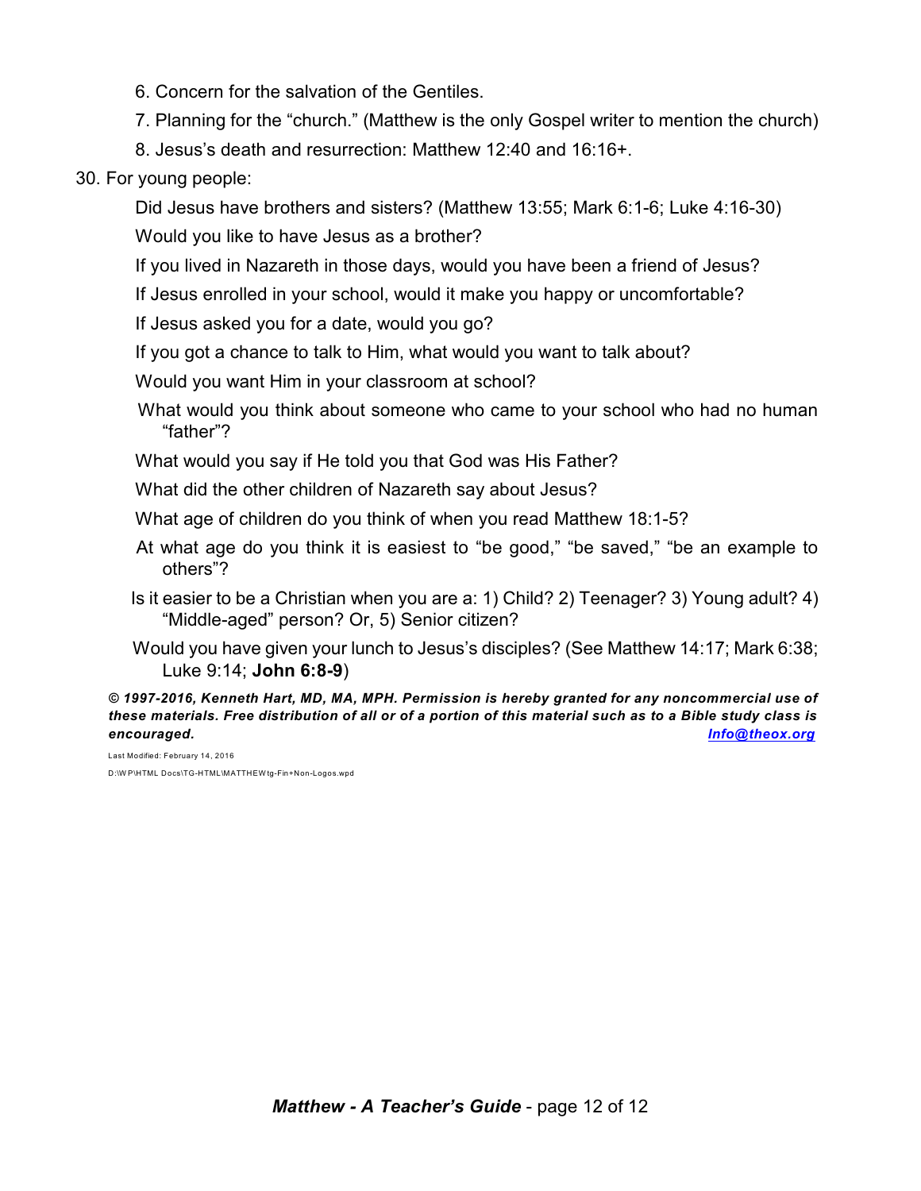6. Concern for the salvation of the Gentiles.
7. Planning for the "church." (Matthew is the only Gospel writer to mention the church)
8. Jesus's death and resurrection: Matthew 12:40 and 16:16+.

30. For young people:

Did Jesus have brothers and sisters? (Matthew 13:55; Mark 6:1-6; Luke 4:16-30)

Would you like to have Jesus as a brother?

If you lived in Nazareth in those days, would you have been a friend of Jesus?

If Jesus enrolled in your school, would it make you happy or uncomfortable?

If Jesus asked you for a date, would you go?

If you got a chance to talk to Him, what would you want to talk about?

Would you want Him in your classroom at school?

What would you think about someone who came to your school who had no human "father"?

What would you say if He told you that God was His Father?

What did the other children of Nazareth say about Jesus?

What age of children do you think of when you read Matthew 18:1-5?

At what age do you think it is easiest to "be good," "be saved," "be an example to others"?

Is it easier to be a Christian when you are a: 1) Child? 2) Teenager? 3) Young adult? 4) "Middle-aged" person? Or, 5) Senior citizen?

Would you have given your lunch to Jesus's disciples? (See Matthew 14:17; Mark 6:38; Luke 9:14; **John 6:8-9**)

***© 1997-2016, Kenneth Hart, MD, MA, MPH. Permission is hereby granted for any noncommercial use of these materials. Free distribution of all or of a portion of this material such as to a Bible study class is encouraged.*** ***Info@theox.org***

Last Modified: February 14, 2016

D:\WP\HTML Docs\TG-HTML\MATTHEWtg-Fin+Non-Logos.wpd